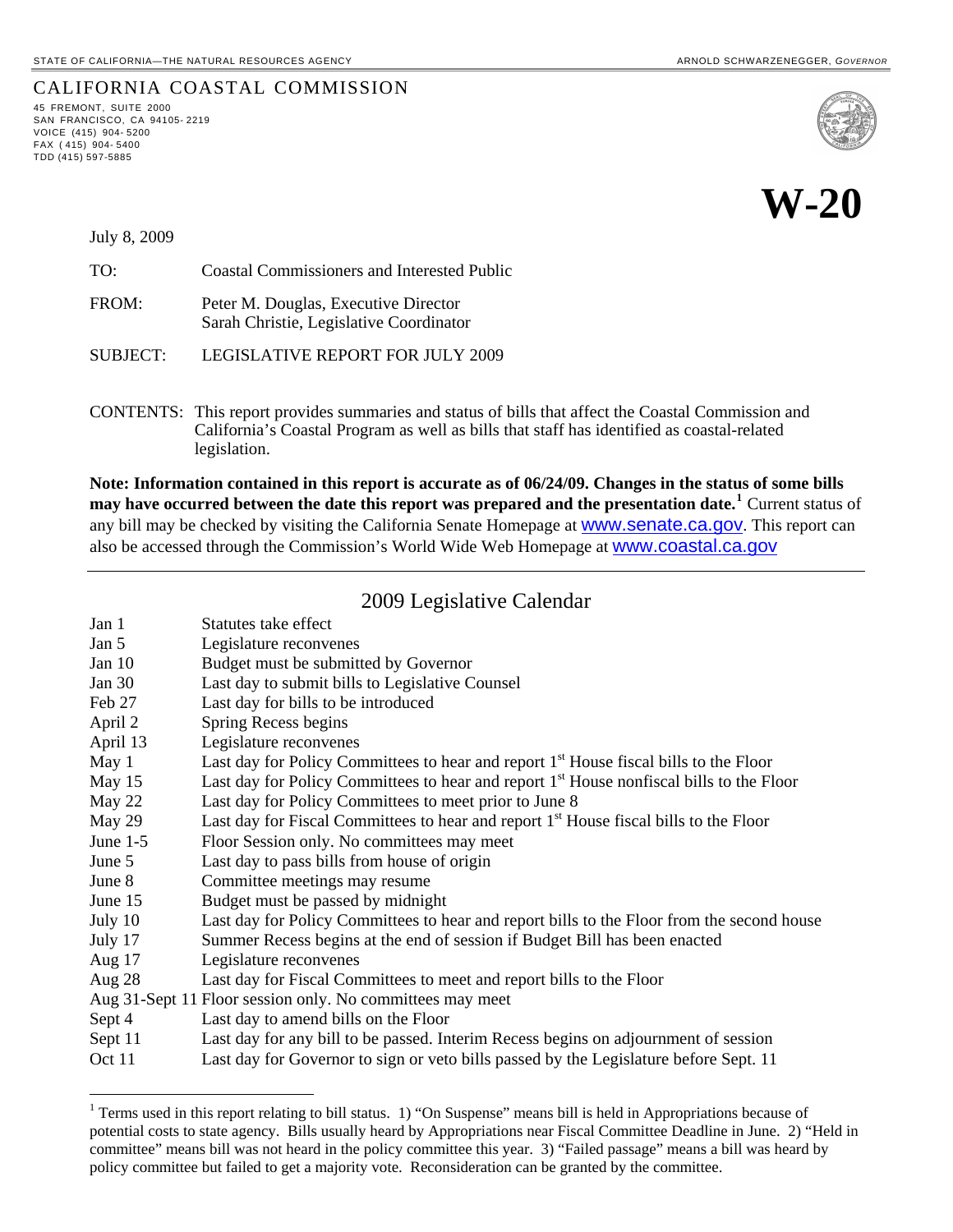STATE OF CALIFORNIA—THE NATURAL RESOURCES AGENCY

ARNOLD SCHWARZENEGGER, *GOVERNOR*

# CALIFORNIA COASTAL COMMISSION

45 FREMONT, SUITE 2000
SAN FRANCISCO, CA 94105-2219
VOICE (415) 904-5200
FAX (415) 904-5400
TDD (415) 597-5885

# W-20

July 8, 2009

TO: Coastal Commissioners and Interested Public

FROM: Peter M. Douglas, Executive Director
Sarah Christie, Legislative Coordinator

SUBJECT: LEGISLATIVE REPORT FOR JULY 2009

CONTENTS: This report provides summaries and status of bills that affect the Coastal Commission and California's Coastal Program as well as bills that staff has identified as coastal-related legislation.

**Note: Information contained in this report is accurate as of 06/24/09. Changes in the status of some bills may have occurred between the date this report was prepared and the presentation date.[1]** Current status of any bill may be checked by visiting the California Senate Homepage at www.senate.ca.gov. This report can also be accessed through the Commission's World Wide Web Homepage at www.coastal.ca.gov

---

## 2009 Legislative Calendar

| | |
|---|---|
| Jan 1 | Statutes take effect |
| Jan 5 | Legislature reconvenes |
| Jan 10 | Budget must be submitted by Governor |
| Jan 30 | Last day to submit bills to Legislative Counsel |
| Feb 27 | Last day for bills to be introduced |
| April 2 | Spring Recess begins |
| April 13 | Legislature reconvenes |
| May 1 | Last day for Policy Committees to hear and report 1st House fiscal bills to the Floor |
| May 15 | Last day for Policy Committees to hear and report 1st House nonfiscal bills to the Floor |
| May 22 | Last day for Policy Committees to meet prior to June 8 |
| May 29 | Last day for Fiscal Committees to hear and report 1st House fiscal bills to the Floor |
| June 1-5 | Floor Session only. No committees may meet |
| June 5 | Last day to pass bills from house of origin |
| June 8 | Committee meetings may resume |
| June 15 | Budget must be passed by midnight |
| July 10 | Last day for Policy Committees to hear and report bills to the Floor from the second house |
| July 17 | Summer Recess begins at the end of session if Budget Bill has been enacted |
| Aug 17 | Legislature reconvenes |
| Aug 28 | Last day for Fiscal Committees to meet and report bills to the Floor |
| Aug 31-Sept 11 | Floor session only. No committees may meet |
| Sept 4 | Last day to amend bills on the Floor |
| Sept 11 | Last day for any bill to be passed. Interim Recess begins on adjournment of session |
| Oct 11 | Last day for Governor to sign or veto bills passed by the Legislature before Sept. 11 |

---

[1] Terms used in this report relating to bill status. 1) "On Suspense" means bill is held in Appropriations because of potential costs to state agency. Bills usually heard by Appropriations near Fiscal Committee Deadline in June. 2) "Held in committee" means bill was not heard in the policy committee this year. 3) "Failed passage" means a bill was heard by policy committee but failed to get a majority vote. Reconsideration can be granted by the committee.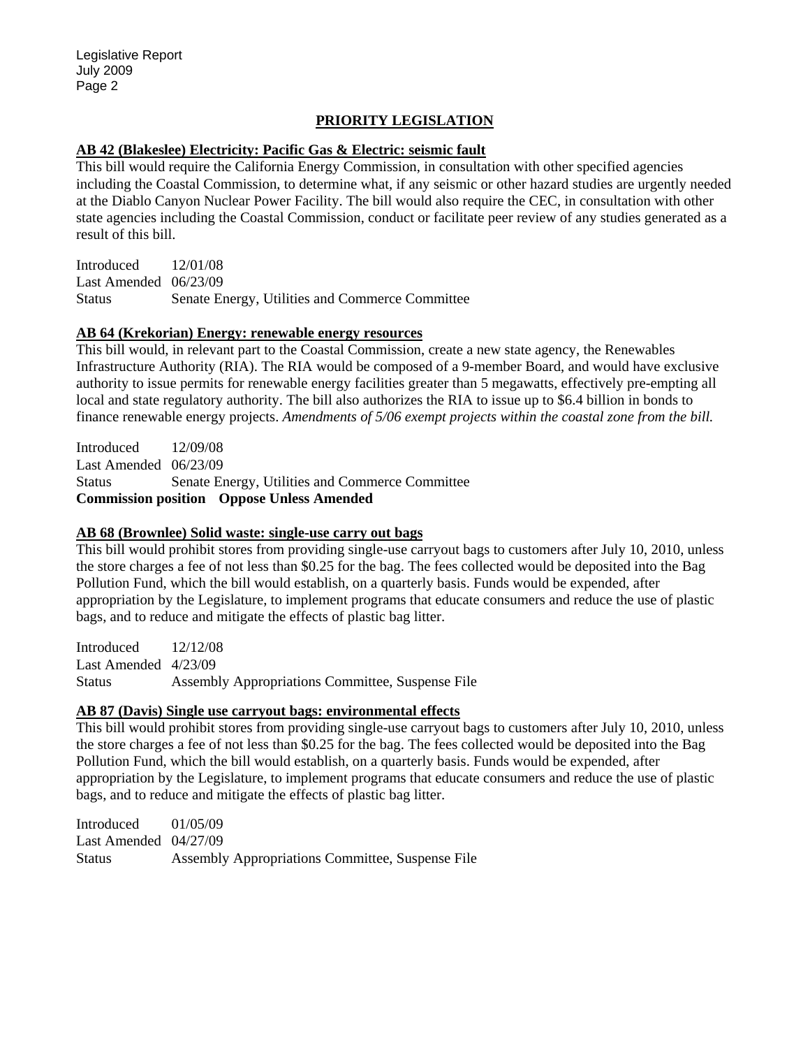## PRIORITY LEGISLATION

### AB 42 (Blakeslee) Electricity: Pacific Gas & Electric: seismic fault

This bill would require the California Energy Commission, in consultation with other specified agencies including the Coastal Commission, to determine what, if any seismic or other hazard studies are urgently needed at the Diablo Canyon Nuclear Power Facility. The bill would also require the CEC, in consultation with other state agencies including the Coastal Commission, conduct or facilitate peer review of any studies generated as a result of this bill.

Introduced 12/01/08
Last Amended 06/23/09
Status Senate Energy, Utilities and Commerce Committee

### AB 64 (Krekorian) Energy: renewable energy resources

This bill would, in relevant part to the Coastal Commission, create a new state agency, the Renewables Infrastructure Authority (RIA). The RIA would be composed of a 9-member Board, and would have exclusive authority to issue permits for renewable energy facilities greater than 5 megawatts, effectively pre-empting all local and state regulatory authority. The bill also authorizes the RIA to issue up to $6.4 billion in bonds to finance renewable energy projects. *Amendments of 5/06 exempt projects within the coastal zone from the bill.*

Introduced 12/09/08
Last Amended 06/23/09
Status Senate Energy, Utilities and Commerce Committee
**Commission position Oppose Unless Amended**

### AB 68 (Brownlee) Solid waste: single-use carry out bags

This bill would prohibit stores from providing single-use carryout bags to customers after July 10, 2010, unless the store charges a fee of not less than $0.25 for the bag. The fees collected would be deposited into the Bag Pollution Fund, which the bill would establish, on a quarterly basis. Funds would be expended, after appropriation by the Legislature, to implement programs that educate consumers and reduce the use of plastic bags, and to reduce and mitigate the effects of plastic bag litter.

Introduced 12/12/08
Last Amended 4/23/09
Status Assembly Appropriations Committee, Suspense File

### AB 87 (Davis) Single use carryout bags: environmental effects

This bill would prohibit stores from providing single-use carryout bags to customers after July 10, 2010, unless the store charges a fee of not less than $0.25 for the bag. The fees collected would be deposited into the Bag Pollution Fund, which the bill would establish, on a quarterly basis. Funds would be expended, after appropriation by the Legislature, to implement programs that educate consumers and reduce the use of plastic bags, and to reduce and mitigate the effects of plastic bag litter.

Introduced 01/05/09
Last Amended 04/27/09
Status Assembly Appropriations Committee, Suspense File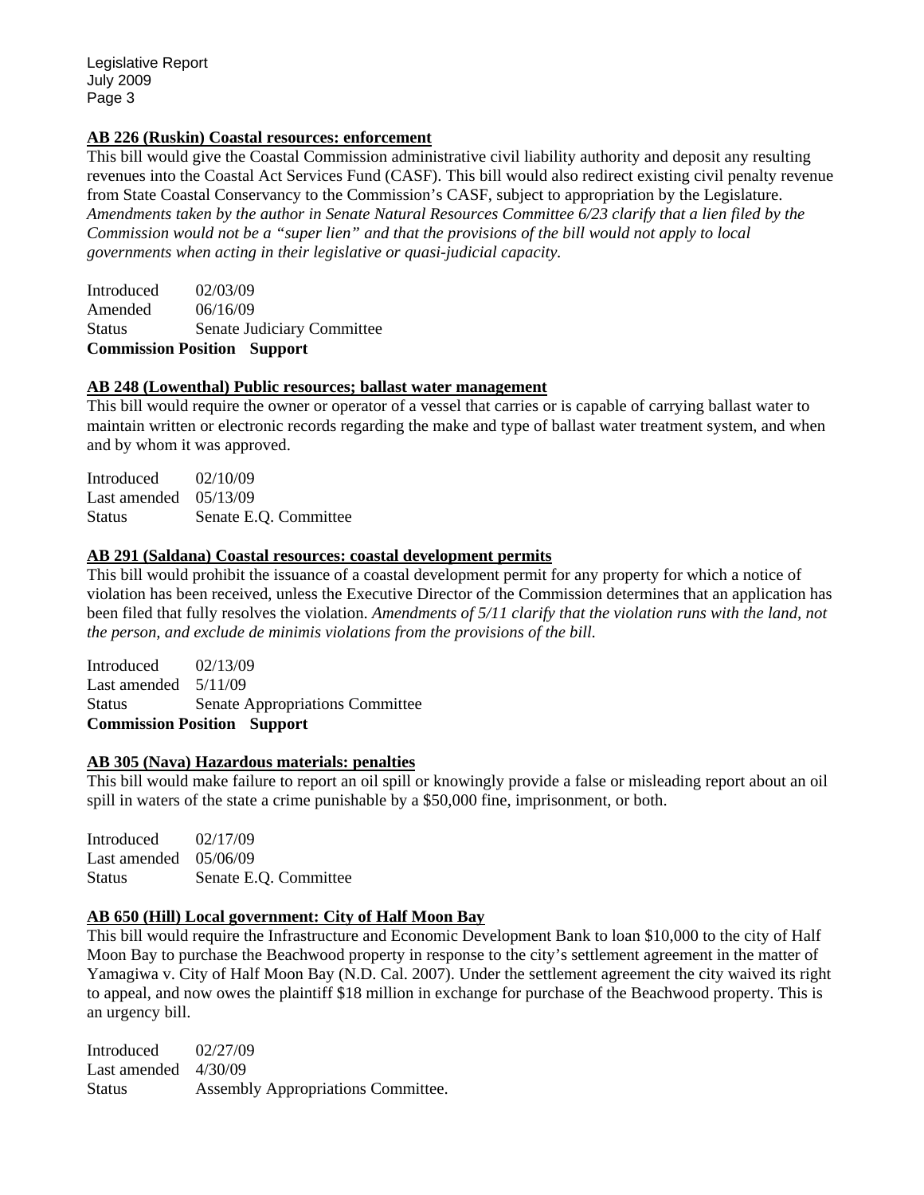### AB 226 (Ruskin) Coastal resources: enforcement

This bill would give the Coastal Commission administrative civil liability authority and deposit any resulting revenues into the Coastal Act Services Fund (CASF). This bill would also redirect existing civil penalty revenue from State Coastal Conservancy to the Commission's CASF, subject to appropriation by the Legislature. *Amendments taken by the author in Senate Natural Resources Committee 6/23 clarify that a lien filed by the Commission would not be a "super lien" and that the provisions of the bill would not apply to local governments when acting in their legislative or quasi-judicial capacity.*

Introduced 02/03/09
Amended 06/16/09
Status Senate Judiciary Committee
**Commission Position Support**

### AB 248 (Lowenthal) Public resources; ballast water management

This bill would require the owner or operator of a vessel that carries or is capable of carrying ballast water to maintain written or electronic records regarding the make and type of ballast water treatment system, and when and by whom it was approved.

Introduced 02/10/09
Last amended 05/13/09
Status Senate E.Q. Committee

### AB 291 (Saldana) Coastal resources: coastal development permits

This bill would prohibit the issuance of a coastal development permit for any property for which a notice of violation has been received, unless the Executive Director of the Commission determines that an application has been filed that fully resolves the violation. *Amendments of 5/11 clarify that the violation runs with the land, not the person, and exclude de minimis violations from the provisions of the bill.*

Introduced 02/13/09
Last amended 5/11/09
Status Senate Appropriations Committee
**Commission Position Support**

### AB 305 (Nava) Hazardous materials: penalties

This bill would make failure to report an oil spill or knowingly provide a false or misleading report about an oil spill in waters of the state a crime punishable by a $50,000 fine, imprisonment, or both.

Introduced 02/17/09
Last amended 05/06/09
Status Senate E.Q. Committee

### AB 650 (Hill) Local government: City of Half Moon Bay

This bill would require the Infrastructure and Economic Development Bank to loan $10,000 to the city of Half Moon Bay to purchase the Beachwood property in response to the city's settlement agreement in the matter of Yamagiwa v. City of Half Moon Bay (N.D. Cal. 2007). Under the settlement agreement the city waived its right to appeal, and now owes the plaintiff $18 million in exchange for purchase of the Beachwood property. This is an urgency bill.

Introduced 02/27/09
Last amended 4/30/09
Status Assembly Appropriations Committee.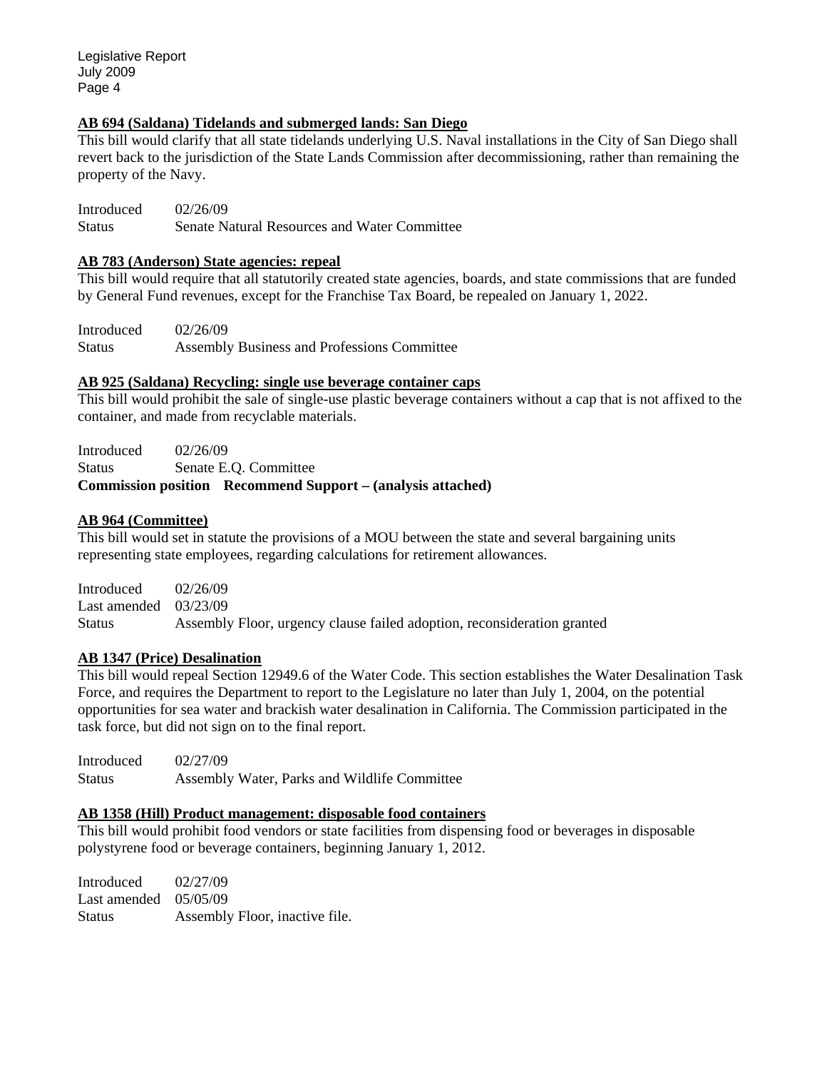**AB 694 (Saldana) Tidelands and submerged lands: San Diego**

This bill would clarify that all state tidelands underlying U.S. Naval installations in the City of San Diego shall revert back to the jurisdiction of the State Lands Commission after decommissioning, rather than remaining the property of the Navy.

Introduced 02/26/09
Status Senate Natural Resources and Water Committee

**AB 783 (Anderson) State agencies: repeal**

This bill would require that all statutorily created state agencies, boards, and state commissions that are funded by General Fund revenues, except for the Franchise Tax Board, be repealed on January 1, 2022.

Introduced 02/26/09
Status Assembly Business and Professions Committee

**AB 925 (Saldana) Recycling: single use beverage container caps**

This bill would prohibit the sale of single-use plastic beverage containers without a cap that is not affixed to the container, and made from recyclable materials.

Introduced 02/26/09
Status Senate E.Q. Committee
**Commission position Recommend Support – (analysis attached)**

**AB 964 (Committee)**

This bill would set in statute the provisions of a MOU between the state and several bargaining units representing state employees, regarding calculations for retirement allowances.

Introduced 02/26/09
Last amended 03/23/09
Status Assembly Floor, urgency clause failed adoption, reconsideration granted

**AB 1347 (Price) Desalination**

This bill would repeal Section 12949.6 of the Water Code. This section establishes the Water Desalination Task Force, and requires the Department to report to the Legislature no later than July 1, 2004, on the potential opportunities for sea water and brackish water desalination in California. The Commission participated in the task force, but did not sign on to the final report.

Introduced 02/27/09
Status Assembly Water, Parks and Wildlife Committee

**AB 1358 (Hill) Product management: disposable food containers**

This bill would prohibit food vendors or state facilities from dispensing food or beverages in disposable polystyrene food or beverage containers, beginning January 1, 2012.

Introduced 02/27/09
Last amended 05/05/09
Status Assembly Floor, inactive file.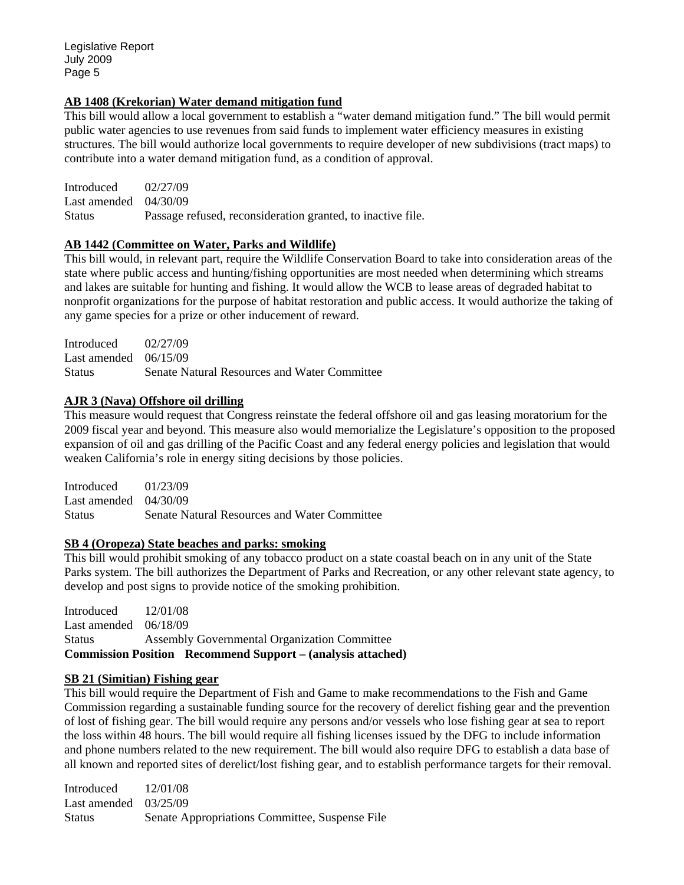**AB 1408 (Krekorian) Water demand mitigation fund**

This bill would allow a local government to establish a "water demand mitigation fund." The bill would permit public water agencies to use revenues from said funds to implement water efficiency measures in existing structures. The bill would authorize local governments to require developer of new subdivisions (tract maps) to contribute into a water demand mitigation fund, as a condition of approval.

Introduced 02/27/09
Last amended 04/30/09
Status Passage refused, reconsideration granted, to inactive file.

**AB 1442 (Committee on Water, Parks and Wildlife)**

This bill would, in relevant part, require the Wildlife Conservation Board to take into consideration areas of the state where public access and hunting/fishing opportunities are most needed when determining which streams and lakes are suitable for hunting and fishing. It would allow the WCB to lease areas of degraded habitat to nonprofit organizations for the purpose of habitat restoration and public access. It would authorize the taking of any game species for a prize or other inducement of reward.

Introduced 02/27/09
Last amended 06/15/09
Status Senate Natural Resources and Water Committee

**AJR 3 (Nava) Offshore oil drilling**

This measure would request that Congress reinstate the federal offshore oil and gas leasing moratorium for the 2009 fiscal year and beyond. This measure also would memorialize the Legislature's opposition to the proposed expansion of oil and gas drilling of the Pacific Coast and any federal energy policies and legislation that would weaken California's role in energy siting decisions by those policies.

Introduced 01/23/09
Last amended 04/30/09
Status Senate Natural Resources and Water Committee

**SB 4 (Oropeza) State beaches and parks: smoking**

This bill would prohibit smoking of any tobacco product on a state coastal beach on in any unit of the State Parks system. The bill authorizes the Department of Parks and Recreation, or any other relevant state agency, to develop and post signs to provide notice of the smoking prohibition.

Introduced 12/01/08
Last amended 06/18/09
Status Assembly Governmental Organization Committee
**Commission Position Recommend Support – (analysis attached)**

**SB 21 (Simitian) Fishing gear**

This bill would require the Department of Fish and Game to make recommendations to the Fish and Game Commission regarding a sustainable funding source for the recovery of derelict fishing gear and the prevention of lost of fishing gear. The bill would require any persons and/or vessels who lose fishing gear at sea to report the loss within 48 hours. The bill would require all fishing licenses issued by the DFG to include information and phone numbers related to the new requirement. The bill would also require DFG to establish a data base of all known and reported sites of derelict/lost fishing gear, and to establish performance targets for their removal.

Introduced 12/01/08
Last amended 03/25/09
Status Senate Appropriations Committee, Suspense File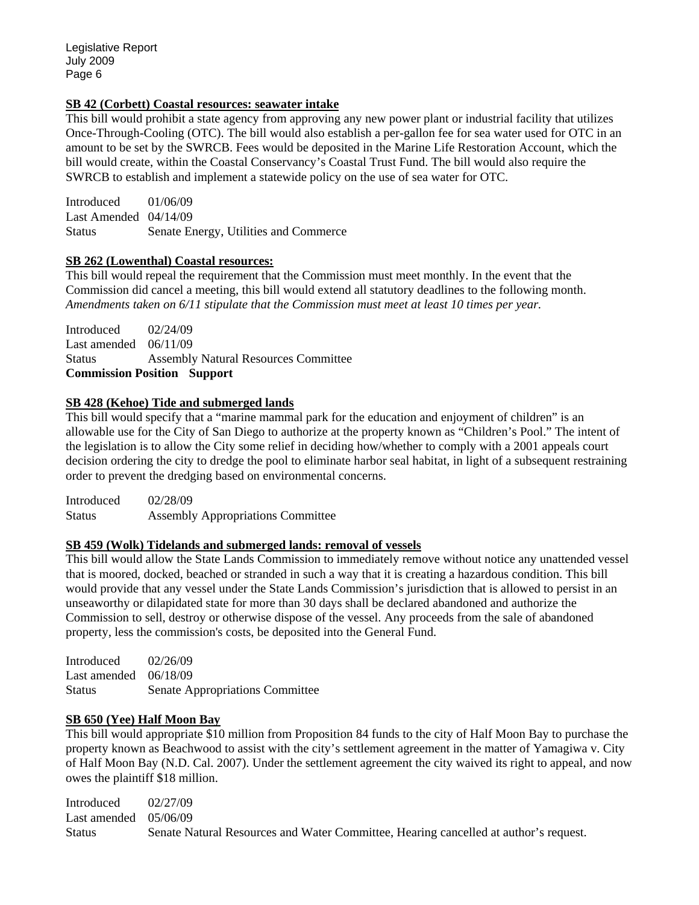**SB 42 (Corbett) Coastal resources: seawater intake**

This bill would prohibit a state agency from approving any new power plant or industrial facility that utilizes Once-Through-Cooling (OTC). The bill would also establish a per-gallon fee for sea water used for OTC in an amount to be set by the SWRCB. Fees would be deposited in the Marine Life Restoration Account, which the bill would create, within the Coastal Conservancy's Coastal Trust Fund. The bill would also require the SWRCB to establish and implement a statewide policy on the use of sea water for OTC.

Introduced 01/06/09
Last Amended 04/14/09
Status Senate Energy, Utilities and Commerce

**SB 262 (Lowenthal) Coastal resources:**

This bill would repeal the requirement that the Commission must meet monthly. In the event that the Commission did cancel a meeting, this bill would extend all statutory deadlines to the following month. *Amendments taken on 6/11 stipulate that the Commission must meet at least 10 times per year.*

Introduced 02/24/09
Last amended 06/11/09
Status Assembly Natural Resources Committee
**Commission Position Support**

**SB 428 (Kehoe) Tide and submerged lands**

This bill would specify that a "marine mammal park for the education and enjoyment of children" is an allowable use for the City of San Diego to authorize at the property known as "Children's Pool." The intent of the legislation is to allow the City some relief in deciding how/whether to comply with a 2001 appeals court decision ordering the city to dredge the pool to eliminate harbor seal habitat, in light of a subsequent restraining order to prevent the dredging based on environmental concerns.

Introduced 02/28/09
Status Assembly Appropriations Committee

**SB 459 (Wolk) Tidelands and submerged lands: removal of vessels**

This bill would allow the State Lands Commission to immediately remove without notice any unattended vessel that is moored, docked, beached or stranded in such a way that it is creating a hazardous condition. This bill would provide that any vessel under the State Lands Commission's jurisdiction that is allowed to persist in an unseaworthy or dilapidated state for more than 30 days shall be declared abandoned and authorize the Commission to sell, destroy or otherwise dispose of the vessel. Any proceeds from the sale of abandoned property, less the commission's costs, be deposited into the General Fund.

Introduced 02/26/09
Last amended 06/18/09
Status Senate Appropriations Committee

**SB 650 (Yee) Half Moon Bay**

This bill would appropriate \$10 million from Proposition 84 funds to the city of Half Moon Bay to purchase the property known as Beachwood to assist with the city's settlement agreement in the matter of Yamagiwa v. City of Half Moon Bay (N.D. Cal. 2007). Under the settlement agreement the city waived its right to appeal, and now owes the plaintiff \$18 million.

Introduced 02/27/09
Last amended 05/06/09
Status Senate Natural Resources and Water Committee, Hearing cancelled at author's request.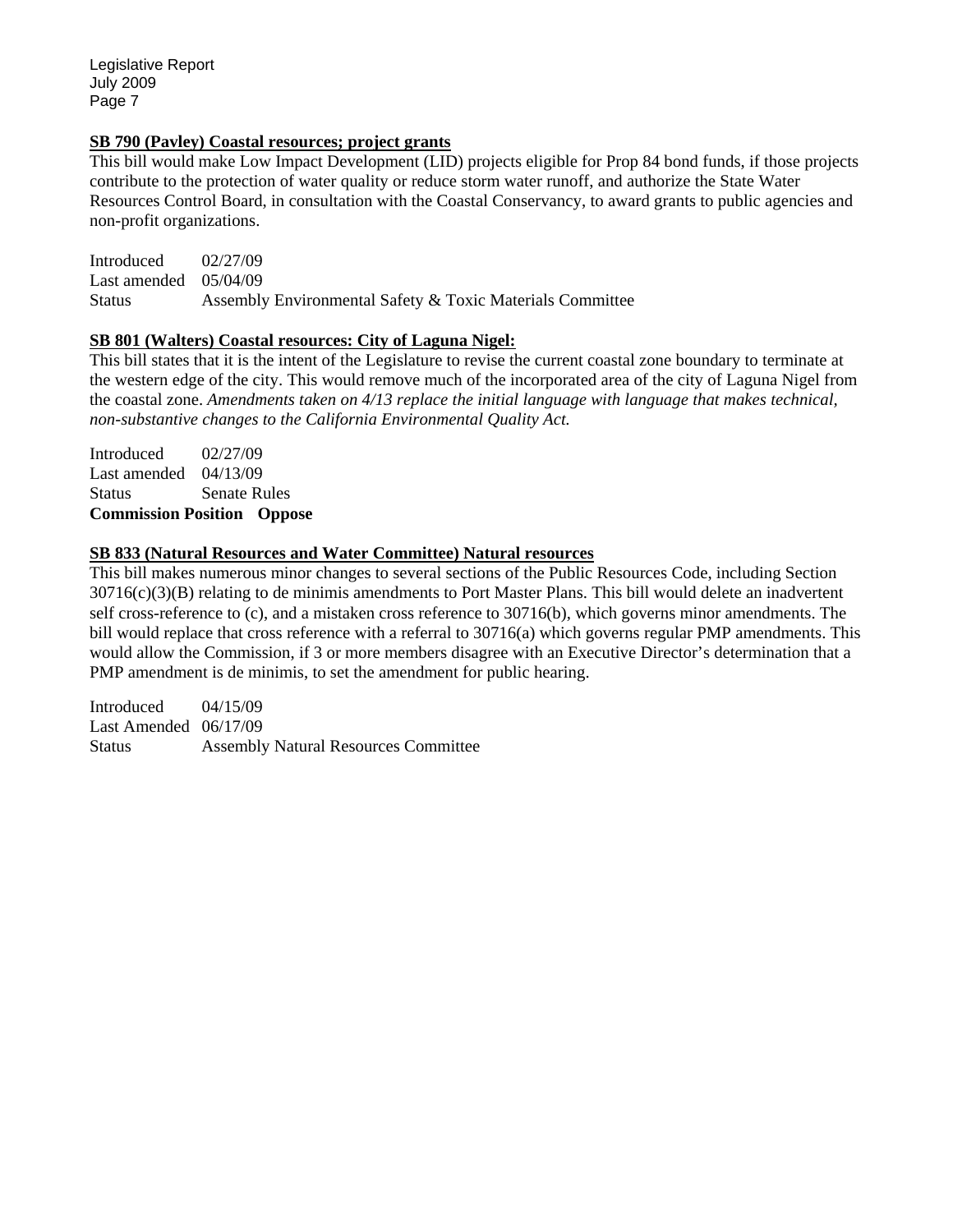**SB 790 (Pavley) Coastal resources; project grants**

This bill would make Low Impact Development (LID) projects eligible for Prop 84 bond funds, if those projects contribute to the protection of water quality or reduce storm water runoff, and authorize the State Water Resources Control Board, in consultation with the Coastal Conservancy, to award grants to public agencies and non-profit organizations.

Introduced 02/27/09
Last amended 05/04/09
Status Assembly Environmental Safety & Toxic Materials Committee

**SB 801 (Walters) Coastal resources: City of Laguna Nigel:**

This bill states that it is the intent of the Legislature to revise the current coastal zone boundary to terminate at the western edge of the city. This would remove much of the incorporated area of the city of Laguna Nigel from the coastal zone. *Amendments taken on 4/13 replace the initial language with language that makes technical, non-substantive changes to the California Environmental Quality Act.*

Introduced 02/27/09
Last amended 04/13/09
Status Senate Rules
**Commission Position Oppose**

**SB 833 (Natural Resources and Water Committee) Natural resources**

This bill makes numerous minor changes to several sections of the Public Resources Code, including Section 30716(c)(3)(B) relating to de minimis amendments to Port Master Plans. This bill would delete an inadvertent self cross-reference to (c), and a mistaken cross reference to 30716(b), which governs minor amendments. The bill would replace that cross reference with a referral to 30716(a) which governs regular PMP amendments. This would allow the Commission, if 3 or more members disagree with an Executive Director's determination that a PMP amendment is de minimis, to set the amendment for public hearing.

Introduced 04/15/09
Last Amended 06/17/09
Status Assembly Natural Resources Committee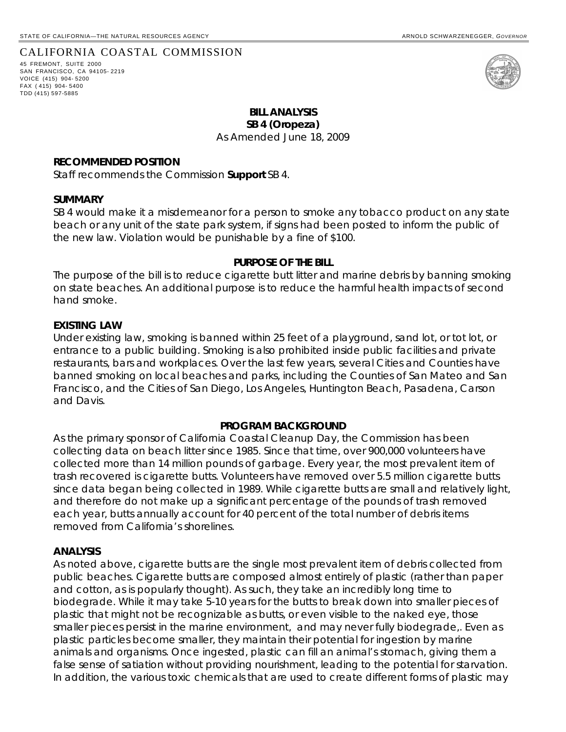STATE OF CALIFORNIA—THE NATURAL RESOURCES AGENCY ARNOLD SCHWARZENEGGER, *GOVERNOR*

CALIFORNIA COASTAL COMMISSION
45 FREMONT, SUITE 2000
SAN FRANCISCO, CA 94105-2219
VOICE (415) 904-5200
FAX (415) 904-5400
TDD (415) 597-5885

**BILL ANALYSIS**
**SB 4 (Oropeza)**
As Amended June 18, 2009

**RECOMMENDED POSITION**
Staff recommends the Commission **Support** SB 4.

**SUMMARY**
SB 4 would make it a misdemeanor for a person to smoke any tobacco product on any state beach or any unit of the state park system, if signs had been posted to inform the public of the new law. Violation would be punishable by a fine of $100.

**PURPOSE OF THE BILL**
The purpose of the bill is to reduce cigarette butt litter and marine debris by banning smoking on state beaches. An additional purpose is to reduce the harmful health impacts of second hand smoke.

**EXISTING LAW**
Under existing law, smoking is banned within 25 feet of a playground, sand lot, or tot lot, or entrance to a public building. Smoking is also prohibited inside public facilities and private restaurants, bars and workplaces. Over the last few years, several Cities and Counties have banned smoking on local beaches and parks, including the Counties of San Mateo and San Francisco, and the Cities of San Diego, Los Angeles, Huntington Beach, Pasadena, Carson and Davis.

**PROGRAM BACKGROUND**
As the primary sponsor of California Coastal Cleanup Day, the Commission has been collecting data on beach litter since 1985. Since that time, over 900,000 volunteers have collected more than 14 million pounds of garbage. Every year, the most prevalent item of trash recovered is cigarette butts. Volunteers have removed over 5.5 million cigarette butts since data began being collected in 1989. While cigarette butts are small and relatively light, and therefore do not make up a significant percentage of the pounds of trash removed each year, butts annually account for 40 percent of the total number of debris items removed from California's shorelines.

**ANALYSIS**
As noted above, cigarette butts are the single most prevalent item of debris collected from public beaches. Cigarette butts are composed almost entirely of plastic (rather than paper and cotton, as is popularly thought). As such, they take an incredibly long time to biodegrade. While it may take 5-10 years for the butts to break down into smaller pieces of plastic that might not be recognizable as butts, or even visible to the naked eye, those smaller pieces persist in the marine environment, and may never fully biodegrade,. Even as plastic particles become smaller, they maintain their potential for ingestion by marine animals and organisms. Once ingested, plastic can fill an animal's stomach, giving them a false sense of satiation without providing nourishment, leading to the potential for starvation. In addition, the various toxic chemicals that are used to create different forms of plastic may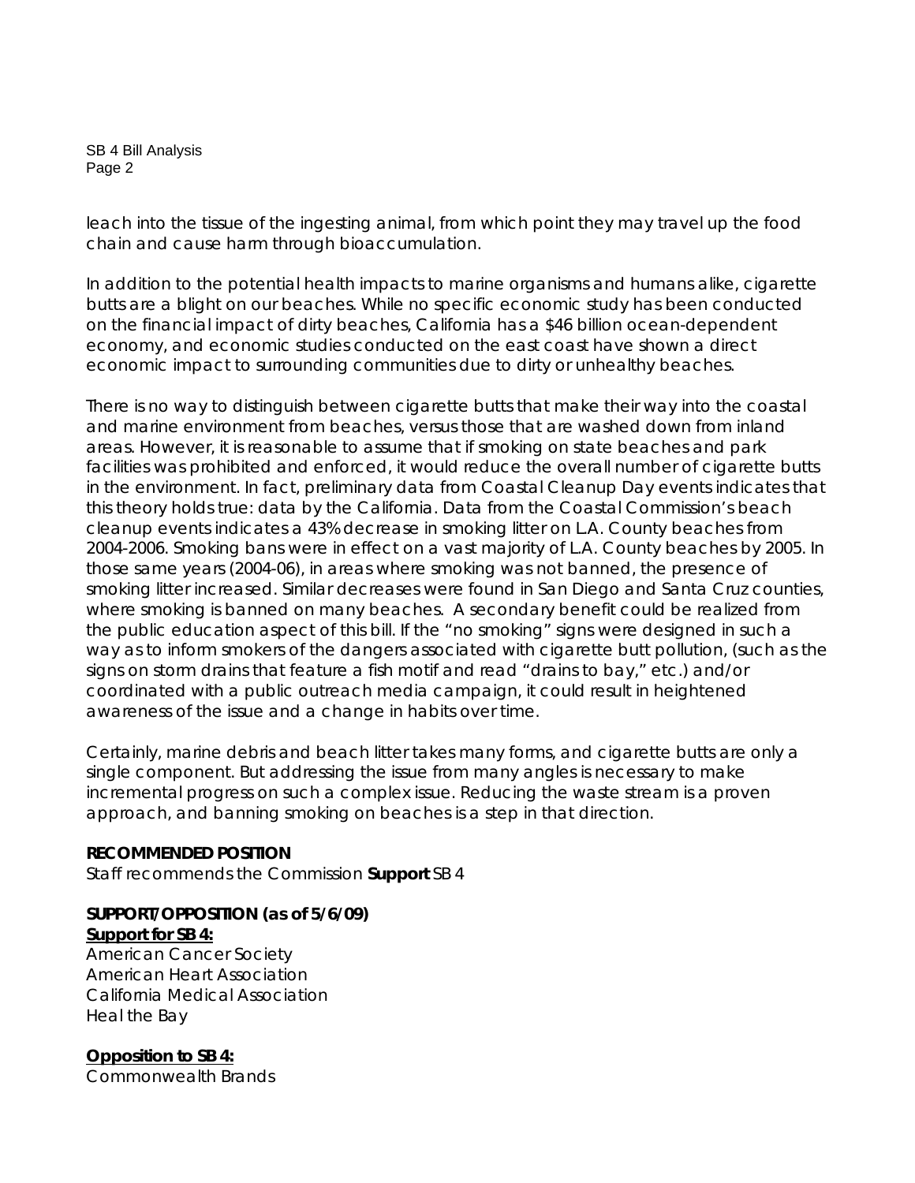leach into the tissue of the ingesting animal, from which point they may travel up the food chain and cause harm through bioaccumulation.

In addition to the potential health impacts to marine organisms and humans alike, cigarette butts are a blight on our beaches. While no specific economic study has been conducted on the financial impact of dirty beaches, California has a $46 billion ocean-dependent economy, and economic studies conducted on the east coast have shown a direct economic impact to surrounding communities due to dirty or unhealthy beaches.

There is no way to distinguish between cigarette butts that make their way into the coastal and marine environment from beaches, versus those that are washed down from inland areas. However, it is reasonable to assume that if smoking on state beaches and park facilities was prohibited and enforced, it would reduce the overall number of cigarette butts in the environment. In fact, preliminary data from Coastal Cleanup Day events indicates that this theory holds true: data by the California. Data from the Coastal Commission's beach cleanup events indicates a 43% decrease in smoking litter on L.A. County beaches from 2004-2006. Smoking bans were in effect on a vast majority of L.A. County beaches by 2005. In those same years (2004-06), in areas where smoking was not banned, the presence of smoking litter increased. Similar decreases were found in San Diego and Santa Cruz counties, where smoking is banned on many beaches. A secondary benefit could be realized from the public education aspect of this bill. If the "no smoking" signs were designed in such a way as to inform smokers of the dangers associated with cigarette butt pollution, (such as the signs on storm drains that feature a fish motif and read "drains to bay," etc.) and/or coordinated with a public outreach media campaign, it could result in heightened awareness of the issue and a change in habits over time.

Certainly, marine debris and beach litter takes many forms, and cigarette butts are only a single component. But addressing the issue from many angles is necessary to make incremental progress on such a complex issue. Reducing the waste stream is a proven approach, and banning smoking on beaches is a step in that direction.

**RECOMMENDED POSITION**
Staff recommends the Commission **Support** SB 4

**SUPPORT/OPPOSITION (as of 5/6/09)**
**Support for SB 4:**
American Cancer Society
American Heart Association
California Medical Association
Heal the Bay

**Opposition to SB 4:**
Commonwealth Brands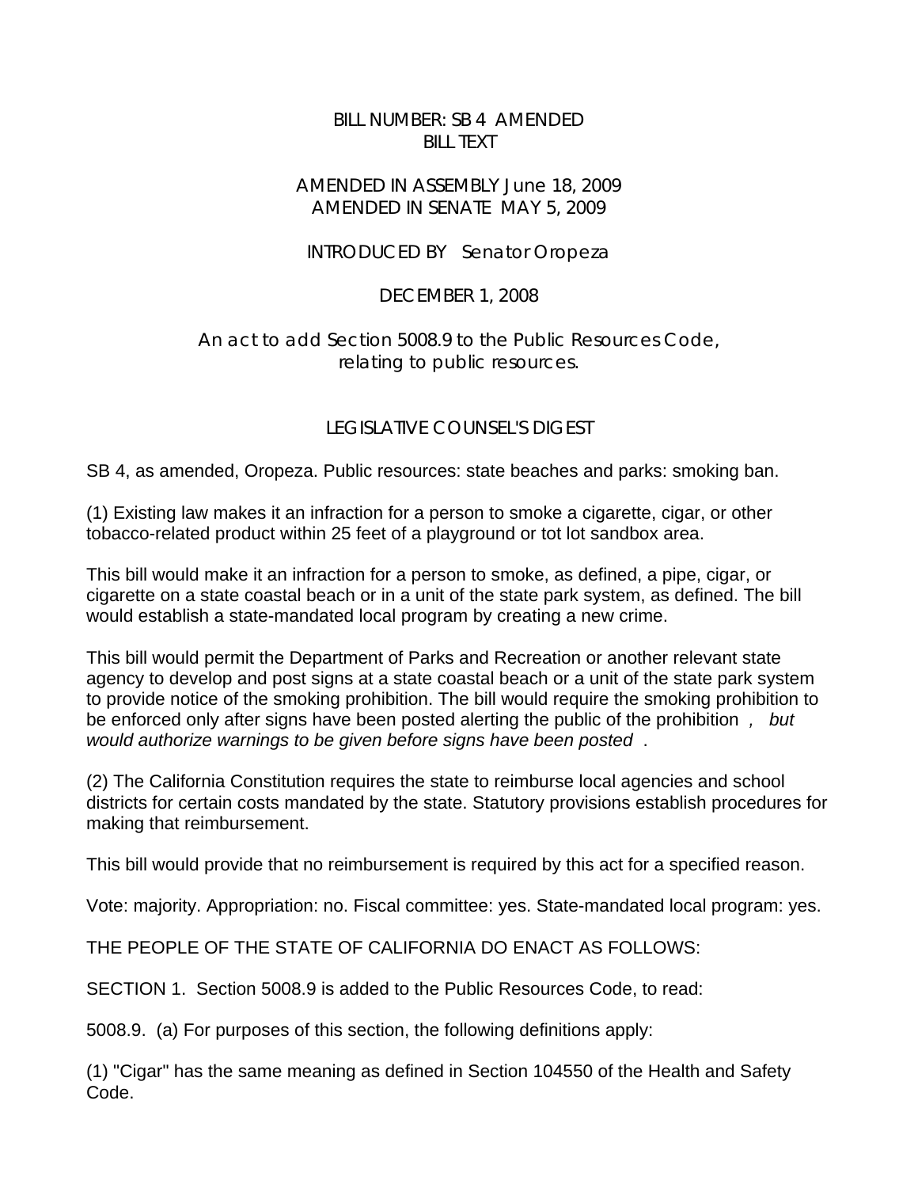BILL NUMBER: SB 4 AMENDED
BILL TEXT

AMENDED IN ASSEMBLY June 18, 2009
AMENDED IN SENATE MAY 5, 2009

INTRODUCED BY Senator Oropeza

DECEMBER 1, 2008

An act to add Section 5008.9 to the Public Resources Code, relating to public resources.

## LEGISLATIVE COUNSEL'S DIGEST

SB 4, as amended, Oropeza. Public resources: state beaches and parks: smoking ban.

(1) Existing law makes it an infraction for a person to smoke a cigarette, cigar, or other tobacco-related product within 25 feet of a playground or tot lot sandbox area.

This bill would make it an infraction for a person to smoke, as defined, a pipe, cigar, or cigarette on a state coastal beach or in a unit of the state park system, as defined. The bill would establish a state-mandated local program by creating a new crime.

This bill would permit the Department of Parks and Recreation or another relevant state agency to develop and post signs at a state coastal beach or a unit of the state park system to provide notice of the smoking prohibition. The bill would require the smoking prohibition to be enforced only after signs have been posted alerting the public of the prohibition *, but would authorize warnings to be given before signs have been posted* .

(2) The California Constitution requires the state to reimburse local agencies and school districts for certain costs mandated by the state. Statutory provisions establish procedures for making that reimbursement.

This bill would provide that no reimbursement is required by this act for a specified reason.

Vote: majority. Appropriation: no. Fiscal committee: yes. State-mandated local program: yes.

THE PEOPLE OF THE STATE OF CALIFORNIA DO ENACT AS FOLLOWS:

SECTION 1. Section 5008.9 is added to the Public Resources Code, to read:

5008.9. (a) For purposes of this section, the following definitions apply:

(1) "Cigar" has the same meaning as defined in Section 104550 of the Health and Safety Code.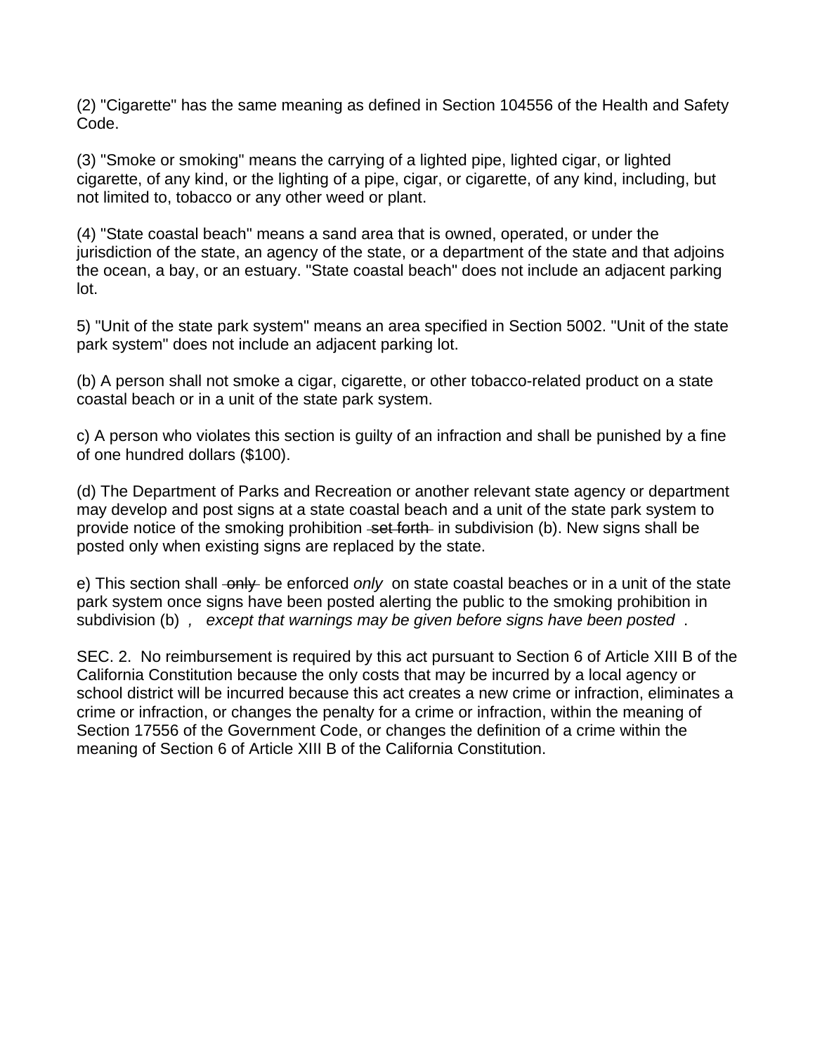(2) "Cigarette" has the same meaning as defined in Section 104556 of the Health and Safety Code.

(3) "Smoke or smoking" means the carrying of a lighted pipe, lighted cigar, or lighted cigarette, of any kind, or the lighting of a pipe, cigar, or cigarette, of any kind, including, but not limited to, tobacco or any other weed or plant.

(4) "State coastal beach" means a sand area that is owned, operated, or under the jurisdiction of the state, an agency of the state, or a department of the state and that adjoins the ocean, a bay, or an estuary. "State coastal beach" does not include an adjacent parking lot.

5) "Unit of the state park system" means an area specified in Section 5002. "Unit of the state park system" does not include an adjacent parking lot.

(b) A person shall not smoke a cigar, cigarette, or other tobacco-related product on a state coastal beach or in a unit of the state park system.

c) A person who violates this section is guilty of an infraction and shall be punished by a fine of one hundred dollars ($100).

(d) The Department of Parks and Recreation or another relevant state agency or department may develop and post signs at a state coastal beach and a unit of the state park system to provide notice of the smoking prohibition ~~set forth~~ in subdivision (b). New signs shall be posted only when existing signs are replaced by the state.

e) This section shall ~~only~~ be enforced *only* on state coastal beaches or in a unit of the state park system once signs have been posted alerting the public to the smoking prohibition in subdivision (b) *, except that warnings may be given before signs have been posted* .

SEC. 2. No reimbursement is required by this act pursuant to Section 6 of Article XIII B of the California Constitution because the only costs that may be incurred by a local agency or school district will be incurred because this act creates a new crime or infraction, eliminates a crime or infraction, or changes the penalty for a crime or infraction, within the meaning of Section 17556 of the Government Code, or changes the definition of a crime within the meaning of Section 6 of Article XIII B of the California Constitution.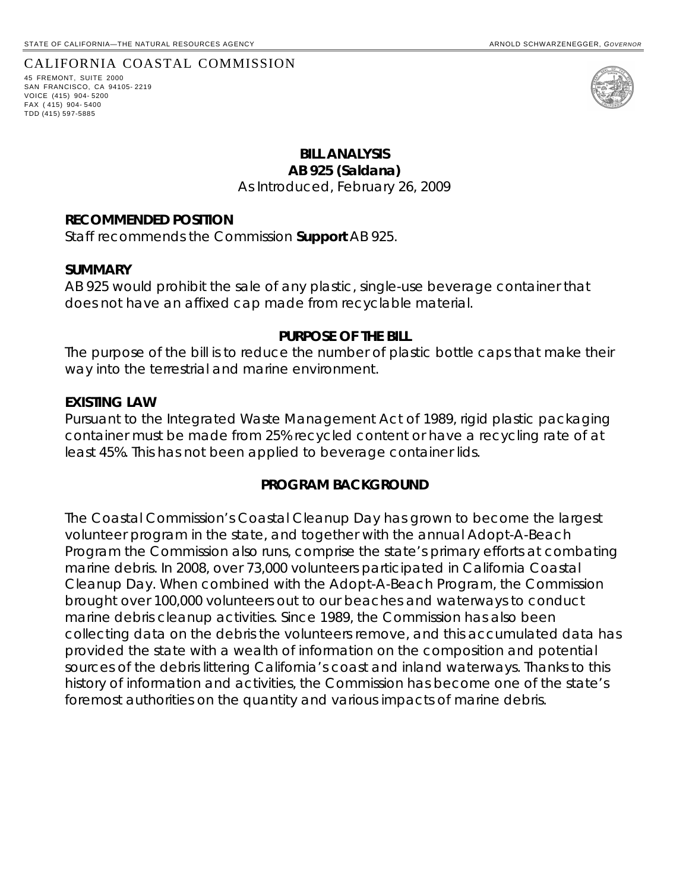STATE OF CALIFORNIA—THE NATURAL RESOURCES AGENCY ARNOLD SCHWARZENEGGER, *GOVERNOR*

CALIFORNIA COASTAL COMMISSION
45 FREMONT, SUITE 2000
SAN FRANCISCO, CA 94105-2219
VOICE (415) 904-5200
FAX (415) 904-5400
TDD (415) 597-5885

**BILL ANALYSIS**
**AB 925 (Saldana)**
*As Introduced, February 26, 2009*

**RECOMMENDED POSITION**
Staff recommends the Commission **Support** AB 925.

**SUMMARY**
AB 925 would prohibit the sale of any plastic, single-use beverage container that does not have an affixed cap made from recyclable material.

**PURPOSE OF THE BILL**
The purpose of the bill is to reduce the number of plastic bottle caps that make their way into the terrestrial and marine environment.

**EXISTING LAW**
Pursuant to the Integrated Waste Management Act of 1989, rigid plastic packaging container must be made from 25% recycled content or have a recycling rate of at least 45%. This has not been applied to beverage container lids.

**PROGRAM BACKGROUND**

The Coastal Commission's Coastal Cleanup Day has grown to become the largest volunteer program in the state, and together with the annual Adopt-A-Beach Program the Commission also runs, comprise the state's primary efforts at combating marine debris. In 2008, over 73,000 volunteers participated in California Coastal Cleanup Day. When combined with the Adopt-A-Beach Program, the Commission brought over 100,000 volunteers out to our beaches and waterways to conduct marine debris cleanup activities. Since 1989, the Commission has also been collecting data on the debris the volunteers remove, and this accumulated data has provided the state with a wealth of information on the composition and potential sources of the debris littering California's coast and inland waterways. Thanks to this history of information and activities, the Commission has become one of the state's foremost authorities on the quantity and various impacts of marine debris.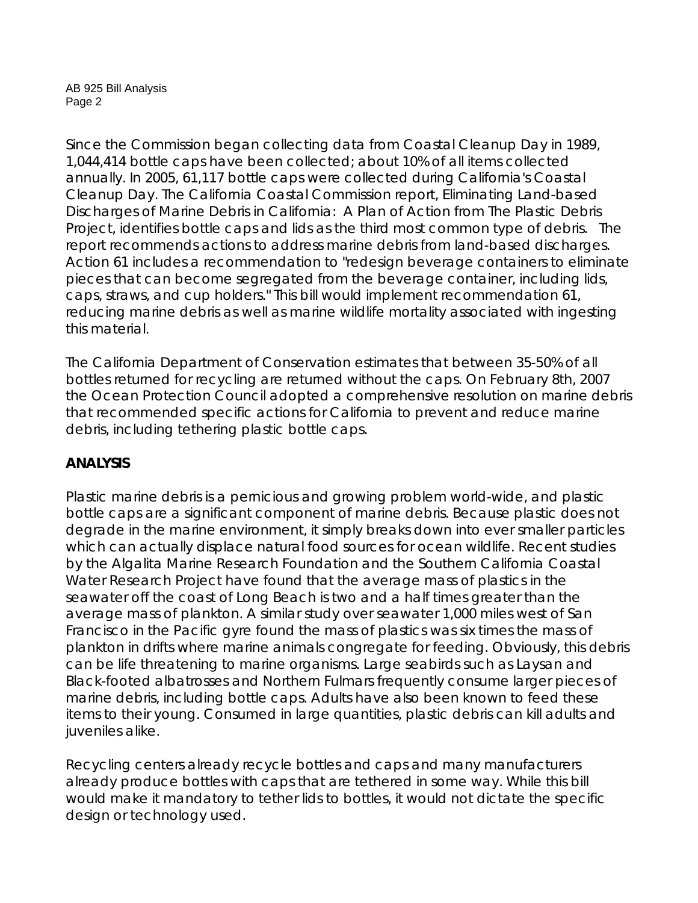Since the Commission began collecting data from Coastal Cleanup Day in 1989, 1,044,414 bottle caps have been collected; about 10% of all items collected annually. In 2005, 61,117 bottle caps were collected during California's Coastal Cleanup Day. The California Coastal Commission report, Eliminating Land-based Discharges of Marine Debris in California: A Plan of Action from The Plastic Debris Project, identifies bottle caps and lids as the third most common type of debris. The report recommends actions to address marine debris from land-based discharges. Action 61 includes a recommendation to "redesign beverage containers to eliminate pieces that can become segregated from the beverage container, including lids, caps, straws, and cup holders." This bill would implement recommendation 61, reducing marine debris as well as marine wildlife mortality associated with ingesting this material.

The California Department of Conservation estimates that between 35-50% of all bottles returned for recycling are returned without the caps. On February 8th, 2007 the Ocean Protection Council adopted a comprehensive resolution on marine debris that recommended specific actions for California to prevent and reduce marine debris, including tethering plastic bottle caps.

**ANALYSIS**

Plastic marine debris is a pernicious and growing problem world-wide, and plastic bottle caps are a significant component of marine debris. Because plastic does not degrade in the marine environment, it simply breaks down into ever smaller particles which can actually displace natural food sources for ocean wildlife. Recent studies by the Algalita Marine Research Foundation and the Southern California Coastal Water Research Project have found that the average mass of plastics in the seawater off the coast of Long Beach is two and a half times greater than the average mass of plankton. A similar study over seawater 1,000 miles west of San Francisco in the Pacific gyre found the mass of plastics was six times the mass of plankton in drifts where marine animals congregate for feeding. Obviously, this debris can be life threatening to marine organisms. Large seabirds such as Laysan and Black-footed albatrosses and Northern Fulmars frequently consume larger pieces of marine debris, including bottle caps. Adults have also been known to feed these items to their young. Consumed in large quantities, plastic debris can kill adults and juveniles alike.

Recycling centers already recycle bottles and caps and many manufacturers already produce bottles with caps that are tethered in some way. While this bill would make it mandatory to tether lids to bottles, it would not dictate the specific design or technology used.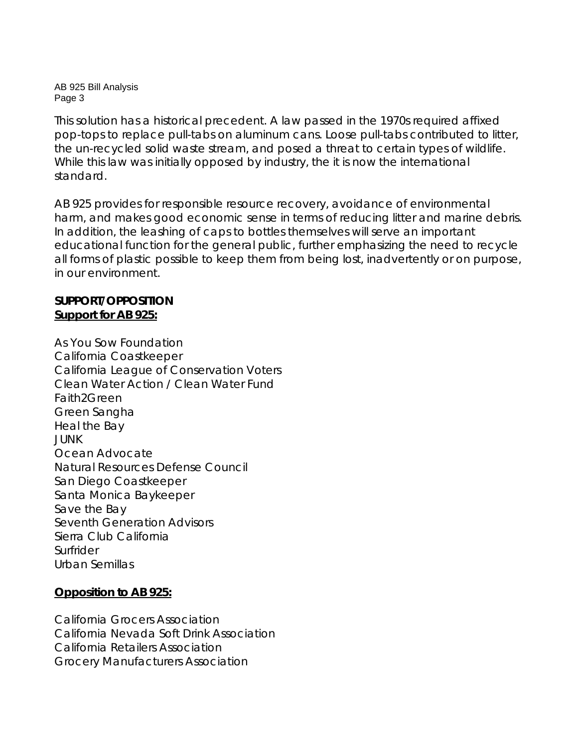This solution has a historical precedent. A law passed in the 1970s required affixed pop-tops to replace pull-tabs on aluminum cans. Loose pull-tabs contributed to litter, the un-recycled solid waste stream, and posed a threat to certain types of wildlife. While this law was initially opposed by industry, the it is now the international standard.

AB 925 provides for responsible resource recovery, avoidance of environmental harm, and makes good economic sense in terms of reducing litter and marine debris. In addition, the leashing of caps to bottles themselves will serve an important educational function for the general public, further emphasizing the need to recycle all forms of plastic possible to keep them from being lost, inadvertently or on purpose, in our environment.

**SUPPORT/OPPOSITION**

**<u>Support for AB 925:</u>**

As You Sow Foundation
California Coastkeeper
California League of Conservation Voters
Clean Water Action / Clean Water Fund
Faith2Green
Green Sangha
Heal the Bay
JUNK
Ocean Advocate
Natural Resources Defense Council
San Diego Coastkeeper
Santa Monica Baykeeper
Save the Bay
Seventh Generation Advisors
Sierra Club California
Surfrider
Urban Semillas

**<u>Opposition to AB 925:</u>**

California Grocers Association
California Nevada Soft Drink Association
California Retailers Association
Grocery Manufacturers Association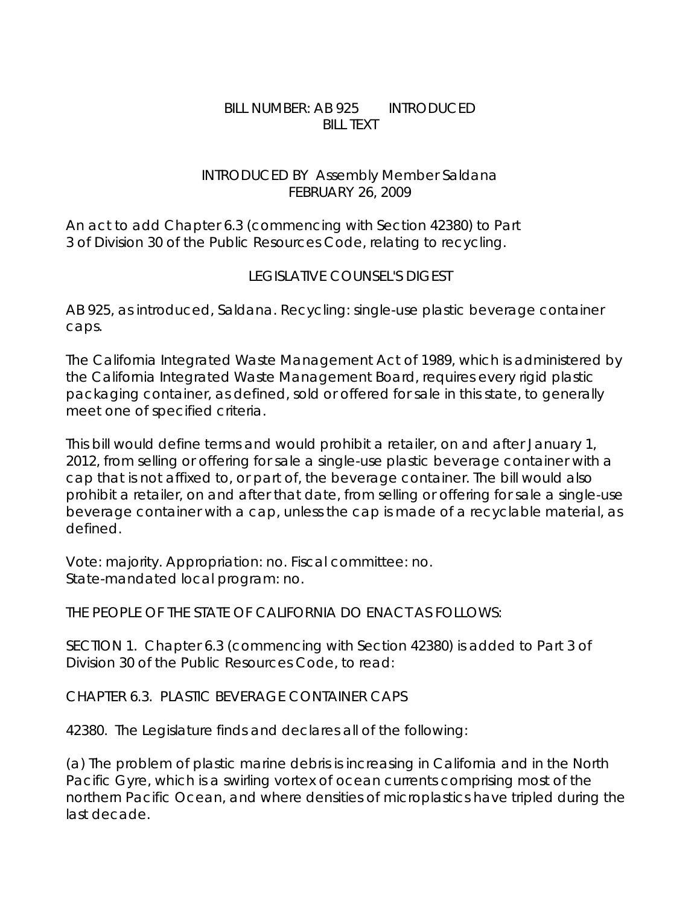BILL NUMBER: AB 925 INTRODUCED
BILL TEXT

INTRODUCED BY Assembly Member Saldana
FEBRUARY 26, 2009

An act to add Chapter 6.3 (commencing with Section 42380) to Part 3 of Division 30 of the Public Resources Code, relating to recycling.

LEGISLATIVE COUNSEL'S DIGEST

AB 925, as introduced, Saldana. Recycling: single-use plastic beverage container caps.

The California Integrated Waste Management Act of 1989, which is administered by the California Integrated Waste Management Board, requires every rigid plastic packaging container, as defined, sold or offered for sale in this state, to generally meet one of specified criteria.

This bill would define terms and would prohibit a retailer, on and after January 1, 2012, from selling or offering for sale a single-use plastic beverage container with a cap that is not affixed to, or part of, the beverage container. The bill would also prohibit a retailer, on and after that date, from selling or offering for sale a single-use beverage container with a cap, unless the cap is made of a recyclable material, as defined.

Vote: majority. Appropriation: no. Fiscal committee: no.
State-mandated local program: no.

THE PEOPLE OF THE STATE OF CALIFORNIA DO ENACT AS FOLLOWS:

SECTION 1. Chapter 6.3 (commencing with Section 42380) is added to Part 3 of Division 30 of the Public Resources Code, to read:

CHAPTER 6.3. PLASTIC BEVERAGE CONTAINER CAPS

42380. The Legislature finds and declares all of the following:

(a) The problem of plastic marine debris is increasing in California and in the North Pacific Gyre, which is a swirling vortex of ocean currents comprising most of the northern Pacific Ocean, and where densities of microplastics have tripled during the last decade.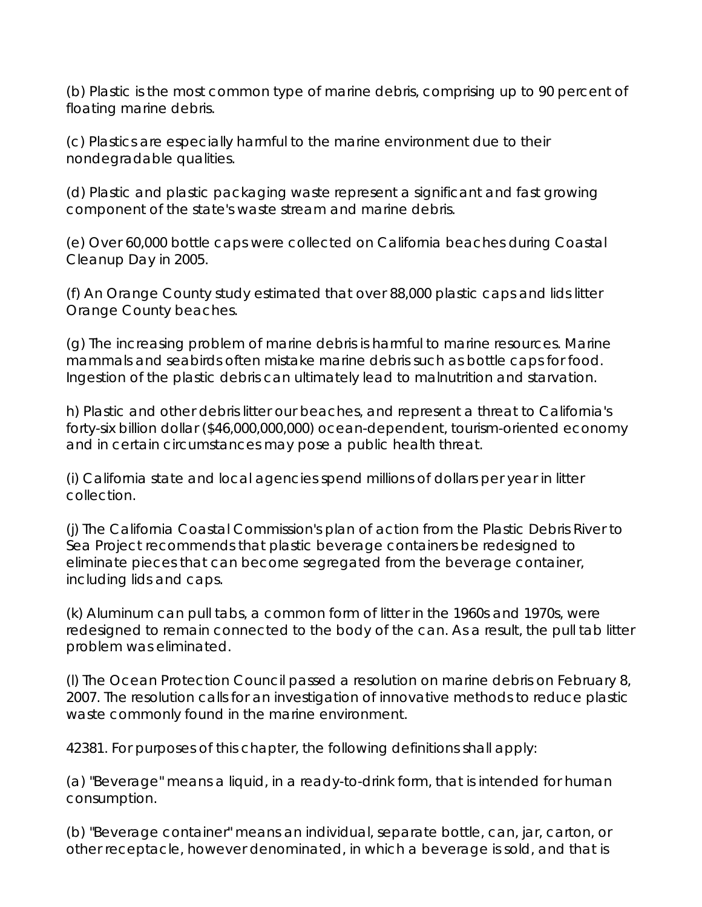(b) Plastic is the most common type of marine debris, comprising up to 90 percent of floating marine debris.

(c) Plastics are especially harmful to the marine environment due to their nondegradable qualities.

(d) Plastic and plastic packaging waste represent a significant and fast growing component of the state's waste stream and marine debris.

(e) Over 60,000 bottle caps were collected on California beaches during Coastal Cleanup Day in 2005.

(f) An Orange County study estimated that over 88,000 plastic caps and lids litter Orange County beaches.

(g) The increasing problem of marine debris is harmful to marine resources. Marine mammals and seabirds often mistake marine debris such as bottle caps for food. Ingestion of the plastic debris can ultimately lead to malnutrition and starvation.

h) Plastic and other debris litter our beaches, and represent a threat to California's forty-six billion dollar ($46,000,000,000) ocean-dependent, tourism-oriented economy and in certain circumstances may pose a public health threat.

(i) California state and local agencies spend millions of dollars per year in litter collection.

(j) The California Coastal Commission's plan of action from the Plastic Debris River to Sea Project recommends that plastic beverage containers be redesigned to eliminate pieces that can become segregated from the beverage container, including lids and caps.

(k) Aluminum can pull tabs, a common form of litter in the 1960s and 1970s, were redesigned to remain connected to the body of the can. As a result, the pull tab litter problem was eliminated.

(l) The Ocean Protection Council passed a resolution on marine debris on February 8, 2007. The resolution calls for an investigation of innovative methods to reduce plastic waste commonly found in the marine environment.

42381. For purposes of this chapter, the following definitions shall apply:

(a) "Beverage" means a liquid, in a ready-to-drink form, that is intended for human consumption.

(b) "Beverage container" means an individual, separate bottle, can, jar, carton, or other receptacle, however denominated, in which a beverage is sold, and that is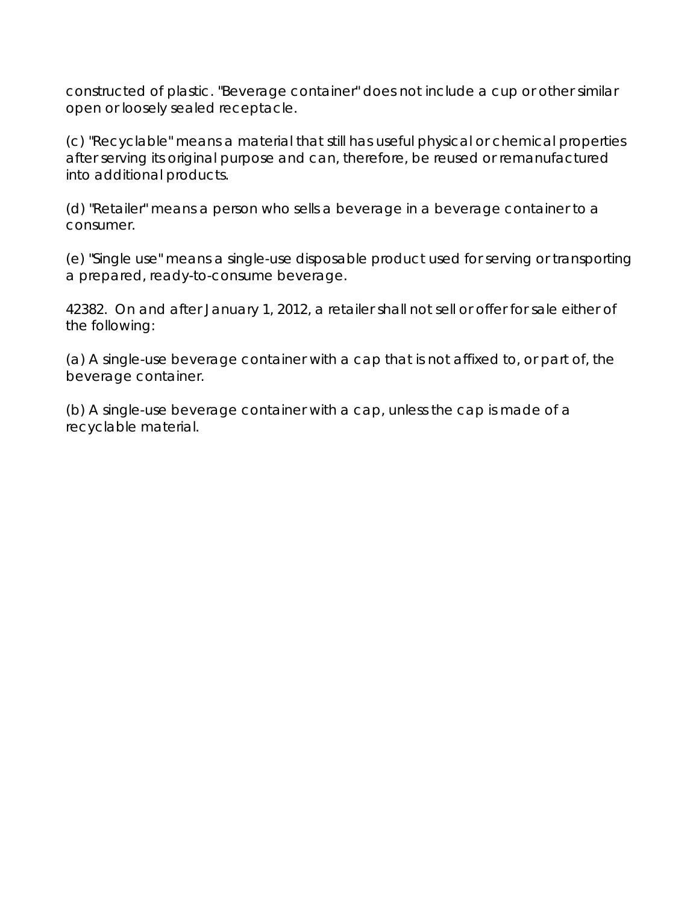constructed of plastic. "Beverage container" does not include a cup or other similar open or loosely sealed receptacle.

(c) "Recyclable" means a material that still has useful physical or chemical properties after serving its original purpose and can, therefore, be reused or remanufactured into additional products.

(d) "Retailer" means a person who sells a beverage in a beverage container to a consumer.

(e) "Single use" means a single-use disposable product used for serving or transporting a prepared, ready-to-consume beverage.

42382. On and after January 1, 2012, a retailer shall not sell or offer for sale either of the following:

(a) A single-use beverage container with a cap that is not affixed to, or part of, the beverage container.

(b) A single-use beverage container with a cap, unless the cap is made of a recyclable material.